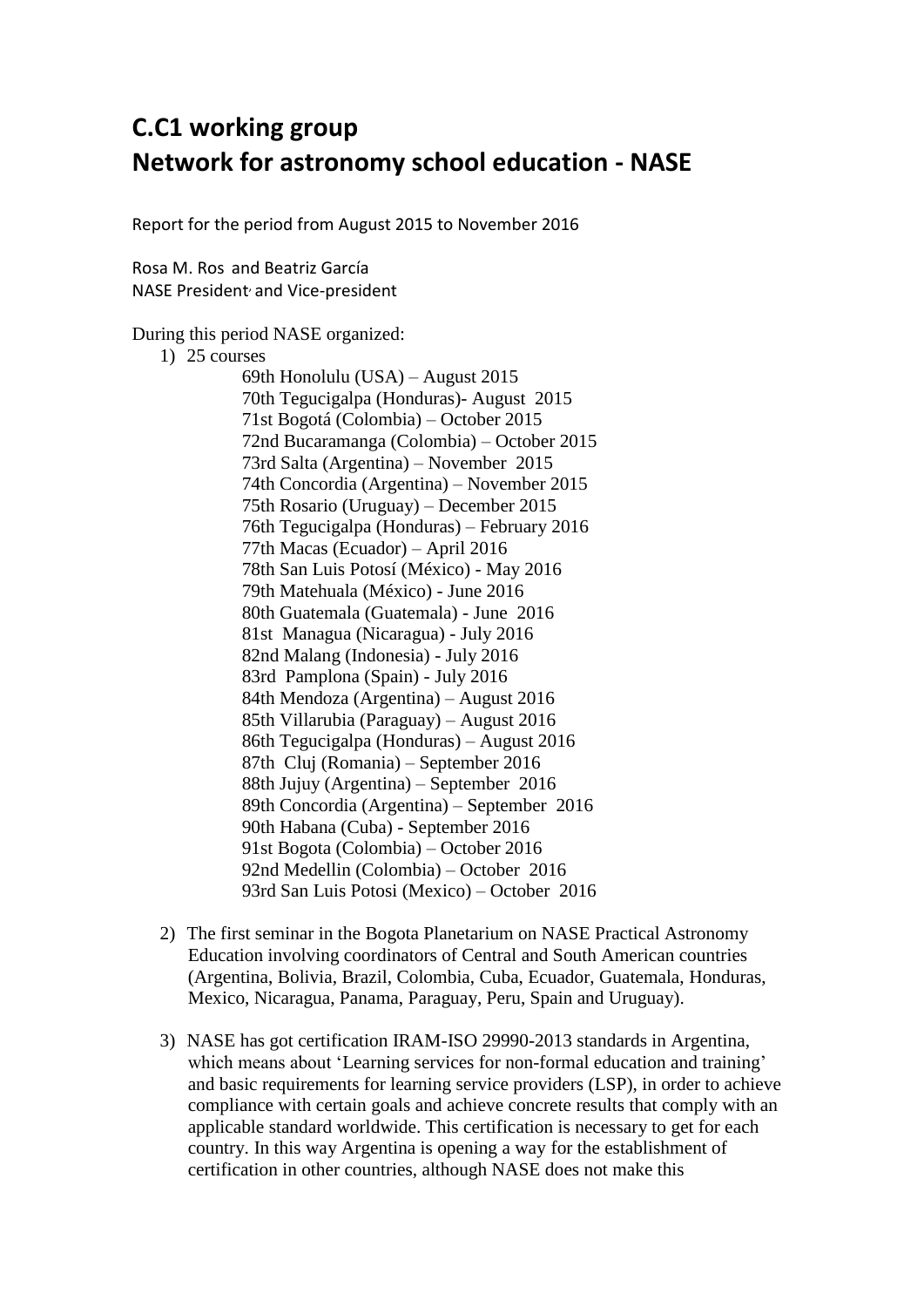# C.C1 working group
# Network for astronomy school education - NASE

Report for the period from August 2015 to November 2016

Rosa M. Ros and Beatriz García
NASE President, and Vice-president

During this period NASE organized:

1) 25 courses

    69th Honolulu (USA) – August 2015
    70th Tegucigalpa (Honduras)- August 2015
    71st Bogotá (Colombia) – October 2015
    72nd Bucaramanga (Colombia) – October 2015
    73rd Salta (Argentina) – November 2015
    74th Concordia (Argentina) – November 2015
    75th Rosario (Uruguay) – December 2015
    76th Tegucigalpa (Honduras) – February 2016
    77th Macas (Ecuador) – April 2016
    78th San Luis Potosí (México) - May 2016
    79th Matehuala (México) - June 2016
    80th Guatemala (Guatemala) - June 2016
    81st Managua (Nicaragua) - July 2016
    82nd Malang (Indonesia) - July 2016
    83rd Pamplona (Spain) - July 2016
    84th Mendoza (Argentina) – August 2016
    85th Villarubia (Paraguay) – August 2016
    86th Tegucigalpa (Honduras) – August 2016
    87th Cluj (Romania) – September 2016
    88th Jujuy (Argentina) – September 2016
    89th Concordia (Argentina) – September 2016
    90th Habana (Cuba) - September 2016
    91st Bogota (Colombia) – October 2016
    92nd Medellin (Colombia) – October 2016
    93rd San Luis Potosi (Mexico) – October 2016

2) The first seminar in the Bogota Planetarium on NASE Practical Astronomy Education involving coordinators of Central and South American countries (Argentina, Bolivia, Brazil, Colombia, Cuba, Ecuador, Guatemala, Honduras, Mexico, Nicaragua, Panama, Paraguay, Peru, Spain and Uruguay).

3) NASE has got certification IRAM-ISO 29990-2013 standards in Argentina, which means about 'Learning services for non-formal education and training' and basic requirements for learning service providers (LSP), in order to achieve compliance with certain goals and achieve concrete results that comply with an applicable standard worldwide. This certification is necessary to get for each country. In this way Argentina is opening a way for the establishment of certification in other countries, although NASE does not make this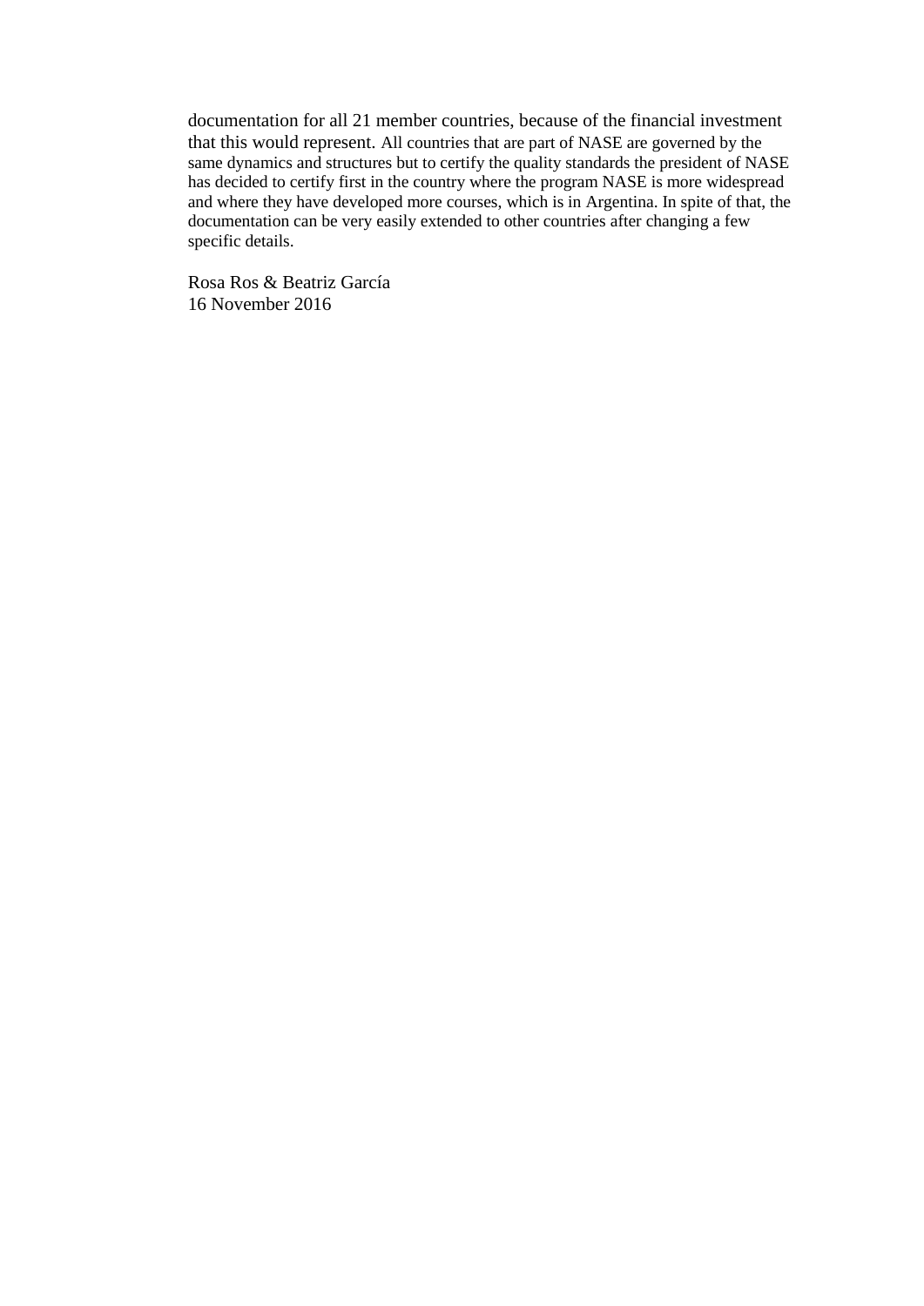documentation for all 21 member countries, because of the financial investment that this would represent. All countries that are part of NASE are governed by the same dynamics and structures but to certify the quality standards the president of NASE has decided to certify first in the country where the program NASE is more widespread and where they have developed more courses, which is in Argentina. In spite of that, the documentation can be very easily extended to other countries after changing a few specific details.

Rosa Ros & Beatriz García
16 November 2016